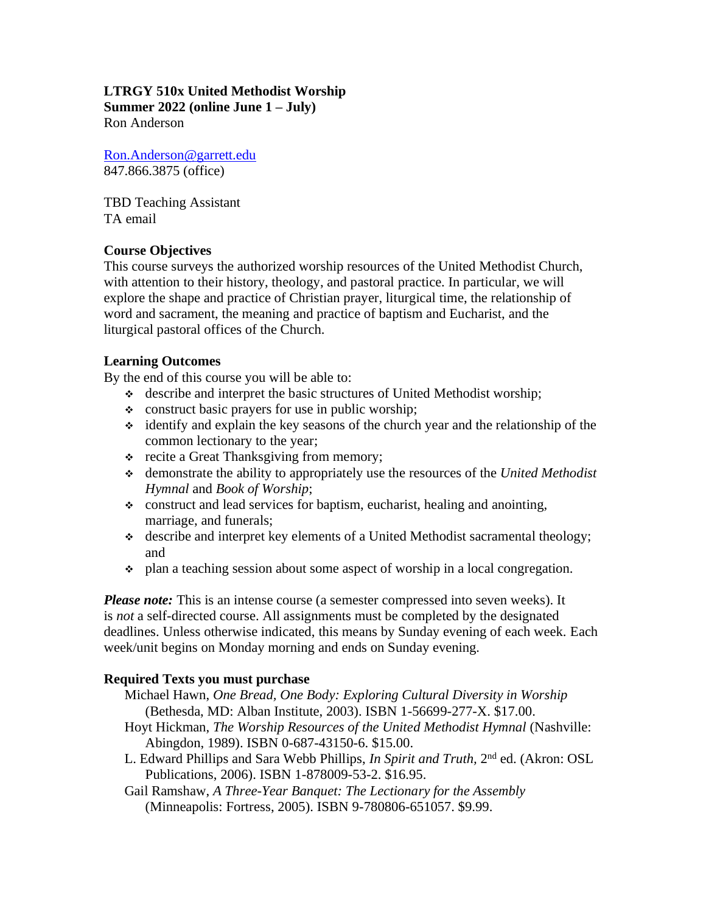**LTRGY 510x United Methodist Worship**
**Summer 2022 (online June 1 – July)**
Ron Anderson

[Ron.Anderson@garrett.edu](mailto:Ron.Anderson@garrett.edu)
847.866.3875 (office)

TBD Teaching Assistant
TA email

### Course Objectives

This course surveys the authorized worship resources of the United Methodist Church, with attention to their history, theology, and pastoral practice. In particular, we will explore the shape and practice of Christian prayer, liturgical time, the relationship of word and sacrament, the meaning and practice of baptism and Eucharist, and the liturgical pastoral offices of the Church.

### Learning Outcomes

By the end of this course you will be able to:

- describe and interpret the basic structures of United Methodist worship;
- construct basic prayers for use in public worship;
- identify and explain the key seasons of the church year and the relationship of the common lectionary to the year;
- recite a Great Thanksgiving from memory;
- demonstrate the ability to appropriately use the resources of the *United Methodist Hymnal* and *Book of Worship*;
- construct and lead services for baptism, eucharist, healing and anointing, marriage, and funerals;
- describe and interpret key elements of a United Methodist sacramental theology; and
- plan a teaching session about some aspect of worship in a local congregation.

***Please note:*** This is an intense course (a semester compressed into seven weeks). It is *not* a self-directed course. All assignments must be completed by the designated deadlines. Unless otherwise indicated, this means by Sunday evening of each week. Each week/unit begins on Monday morning and ends on Sunday evening.

### Required Texts you must purchase

- Michael Hawn, *One Bread, One Body: Exploring Cultural Diversity in Worship* (Bethesda, MD: Alban Institute, 2003). ISBN 1-56699-277-X. $17.00.
- Hoyt Hickman, *The Worship Resources of the United Methodist Hymnal* (Nashville: Abingdon, 1989). ISBN 0-687-43150-6. $15.00.
- L. Edward Phillips and Sara Webb Phillips, *In Spirit and Truth*, 2nd ed. (Akron: OSL Publications, 2006). ISBN 1-878009-53-2. $16.95.
- Gail Ramshaw, *A Three-Year Banquet: The Lectionary for the Assembly* (Minneapolis: Fortress, 2005). ISBN 9-780806-651057. $9.99.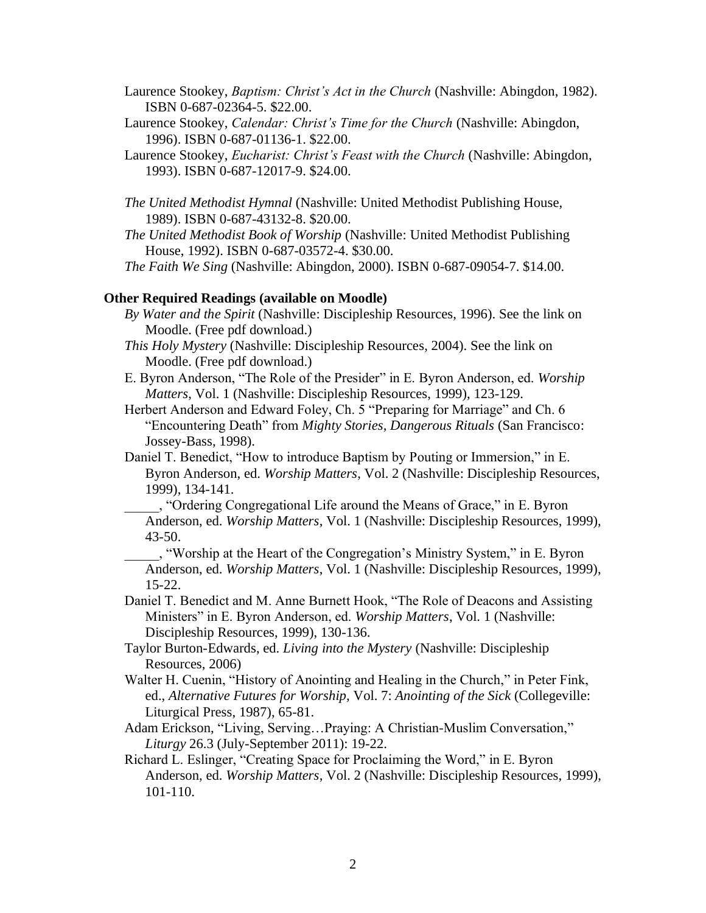Laurence Stookey, *Baptism: Christ's Act in the Church* (Nashville: Abingdon, 1982). ISBN 0-687-02364-5. $22.00.

Laurence Stookey, *Calendar: Christ's Time for the Church* (Nashville: Abingdon, 1996). ISBN 0-687-01136-1. $22.00.

Laurence Stookey, *Eucharist: Christ's Feast with the Church* (Nashville: Abingdon, 1993). ISBN 0-687-12017-9. $24.00.

*The United Methodist Hymnal* (Nashville: United Methodist Publishing House, 1989). ISBN 0-687-43132-8. $20.00.

*The United Methodist Book of Worship* (Nashville: United Methodist Publishing House, 1992). ISBN 0-687-03572-4. $30.00.

*The Faith We Sing* (Nashville: Abingdon, 2000). ISBN 0-687-09054-7. $14.00.

**Other Required Readings (available on Moodle)**

*By Water and the Spirit* (Nashville: Discipleship Resources, 1996). See the link on Moodle. (Free pdf download.)

*This Holy Mystery* (Nashville: Discipleship Resources, 2004). See the link on Moodle. (Free pdf download.)

E. Byron Anderson, "The Role of the Presider" in E. Byron Anderson, ed. *Worship Matters*, Vol. 1 (Nashville: Discipleship Resources, 1999), 123-129.

Herbert Anderson and Edward Foley, Ch. 5 "Preparing for Marriage" and Ch. 6 "Encountering Death" from *Mighty Stories, Dangerous Rituals* (San Francisco: Jossey-Bass, 1998).

Daniel T. Benedict, "How to introduce Baptism by Pouting or Immersion," in E. Byron Anderson, ed. *Worship Matters*, Vol. 2 (Nashville: Discipleship Resources, 1999), 134-141.

_____, "Ordering Congregational Life around the Means of Grace," in E. Byron Anderson, ed. *Worship Matters*, Vol. 1 (Nashville: Discipleship Resources, 1999), 43-50.

_____, "Worship at the Heart of the Congregation's Ministry System," in E. Byron Anderson, ed. *Worship Matters*, Vol. 1 (Nashville: Discipleship Resources, 1999), 15-22.

Daniel T. Benedict and M. Anne Burnett Hook, "The Role of Deacons and Assisting Ministers" in E. Byron Anderson, ed. *Worship Matters*, Vol. 1 (Nashville: Discipleship Resources, 1999), 130-136.

Taylor Burton-Edwards, ed. *Living into the Mystery* (Nashville: Discipleship Resources, 2006)

Walter H. Cuenin, "History of Anointing and Healing in the Church," in Peter Fink, ed., *Alternative Futures for Worship*, Vol. 7: *Anointing of the Sick* (Collegeville: Liturgical Press, 1987), 65-81.

Adam Erickson, "Living, Serving…Praying: A Christian-Muslim Conversation," *Liturgy* 26.3 (July-September 2011): 19-22.

Richard L. Eslinger, "Creating Space for Proclaiming the Word," in E. Byron Anderson, ed. *Worship Matters*, Vol. 2 (Nashville: Discipleship Resources, 1999), 101-110.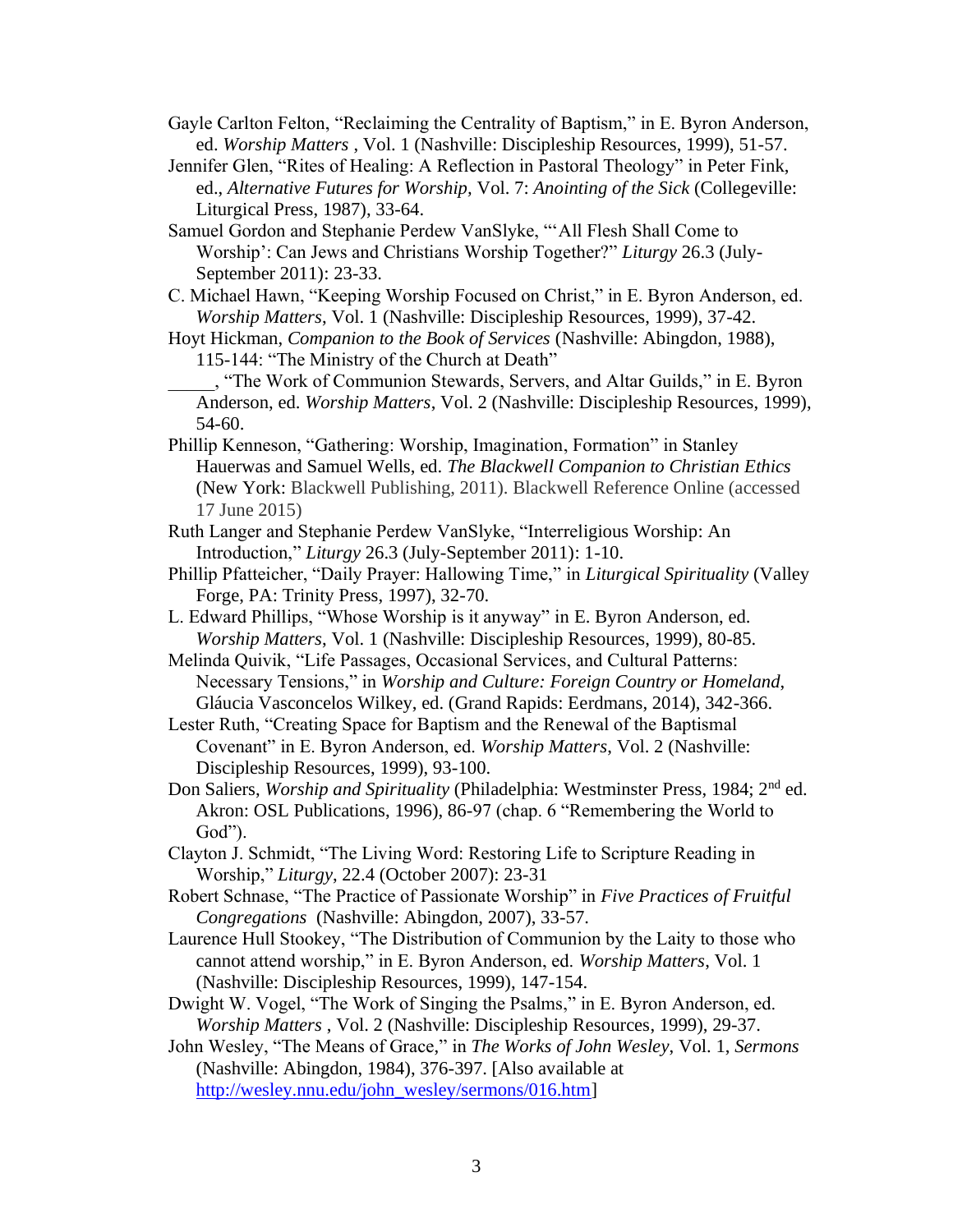Gayle Carlton Felton, "Reclaiming the Centrality of Baptism," in E. Byron Anderson, ed. *Worship Matters* , Vol. 1 (Nashville: Discipleship Resources, 1999), 51-57.

Jennifer Glen, "Rites of Healing: A Reflection in Pastoral Theology" in Peter Fink, ed., *Alternative Futures for Worship*, Vol. 7: *Anointing of the Sick* (Collegeville: Liturgical Press, 1987), 33-64.

Samuel Gordon and Stephanie Perdew VanSlyke, "'All Flesh Shall Come to Worship': Can Jews and Christians Worship Together?" *Liturgy* 26.3 (July-September 2011): 23-33.

C. Michael Hawn, "Keeping Worship Focused on Christ," in E. Byron Anderson, ed. *Worship Matters*, Vol. 1 (Nashville: Discipleship Resources, 1999), 37-42.

Hoyt Hickman, *Companion to the Book of Services* (Nashville: Abingdon, 1988), 115-144: "The Ministry of the Church at Death"

_____, "The Work of Communion Stewards, Servers, and Altar Guilds," in E. Byron Anderson, ed. *Worship Matters*, Vol. 2 (Nashville: Discipleship Resources, 1999), 54-60.

Phillip Kenneson, "Gathering: Worship, Imagination, Formation" in Stanley Hauerwas and Samuel Wells, ed. *The Blackwell Companion to Christian Ethics* (New York: Blackwell Publishing, 2011). Blackwell Reference Online (accessed 17 June 2015)

Ruth Langer and Stephanie Perdew VanSlyke, "Interreligious Worship: An Introduction," *Liturgy* 26.3 (July-September 2011): 1-10.

Phillip Pfatteicher, "Daily Prayer: Hallowing Time," in *Liturgical Spirituality* (Valley Forge, PA: Trinity Press, 1997), 32-70.

L. Edward Phillips, "Whose Worship is it anyway" in E. Byron Anderson, ed. *Worship Matters*, Vol. 1 (Nashville: Discipleship Resources, 1999), 80-85.

Melinda Quivik, "Life Passages, Occasional Services, and Cultural Patterns: Necessary Tensions," in *Worship and Culture: Foreign Country or Homeland*, Gláucia Vasconcelos Wilkey, ed. (Grand Rapids: Eerdmans, 2014), 342-366.

Lester Ruth, "Creating Space for Baptism and the Renewal of the Baptismal Covenant" in E. Byron Anderson, ed. *Worship Matters*, Vol. 2 (Nashville: Discipleship Resources, 1999), 93-100.

Don Saliers, *Worship and Spirituality* (Philadelphia: Westminster Press, 1984; 2nd ed. Akron: OSL Publications, 1996), 86-97 (chap. 6 "Remembering the World to God").

Clayton J. Schmidt, "The Living Word: Restoring Life to Scripture Reading in Worship," *Liturgy*, 22.4 (October 2007): 23-31

Robert Schnase, "The Practice of Passionate Worship" in *Five Practices of Fruitful Congregations* (Nashville: Abingdon, 2007), 33-57.

Laurence Hull Stookey, "The Distribution of Communion by the Laity to those who cannot attend worship," in E. Byron Anderson, ed. *Worship Matters*, Vol. 1 (Nashville: Discipleship Resources, 1999), 147-154.

Dwight W. Vogel, "The Work of Singing the Psalms," in E. Byron Anderson, ed. *Worship Matters* , Vol. 2 (Nashville: Discipleship Resources, 1999), 29-37.

John Wesley, "The Means of Grace," in *The Works of John Wesley*, Vol. 1, *Sermons* (Nashville: Abingdon, 1984), 376-397. [Also available at http://wesley.nnu.edu/john_wesley/sermons/016.htm]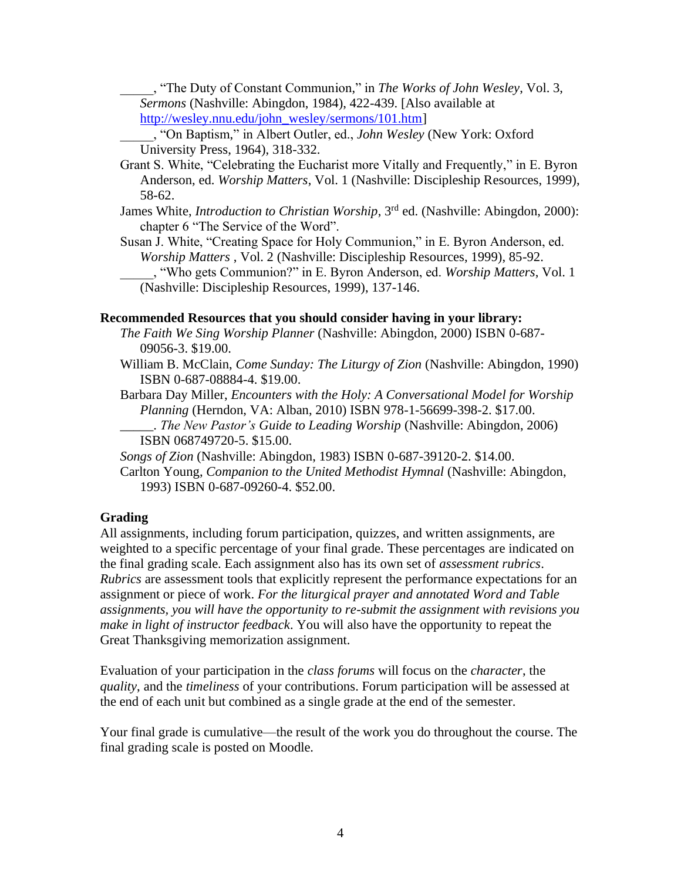_____, "The Duty of Constant Communion," in *The Works of John Wesley*, Vol. 3, *Sermons* (Nashville: Abingdon, 1984), 422-439. [Also available at http://wesley.nnu.edu/john_wesley/sermons/101.htm]

_____, "On Baptism," in Albert Outler, ed., *John Wesley* (New York: Oxford University Press, 1964), 318-332.

Grant S. White, "Celebrating the Eucharist more Vitally and Frequently," in E. Byron Anderson, ed. *Worship Matters*, Vol. 1 (Nashville: Discipleship Resources, 1999), 58-62.

James White, *Introduction to Christian Worship*, 3rd ed. (Nashville: Abingdon, 2000): chapter 6 "The Service of the Word".

Susan J. White, "Creating Space for Holy Communion," in E. Byron Anderson, ed. *Worship Matters* , Vol. 2 (Nashville: Discipleship Resources, 1999), 85-92.

_____, "Who gets Communion?" in E. Byron Anderson, ed. *Worship Matters*, Vol. 1 (Nashville: Discipleship Resources, 1999), 137-146.

**Recommended Resources that you should consider having in your library:**

*The Faith We Sing Worship Planner* (Nashville: Abingdon, 2000) ISBN 0-687-09056-3. $19.00.

William B. McClain, *Come Sunday: The Liturgy of Zion* (Nashville: Abingdon, 1990) ISBN 0-687-08884-4. $19.00.

Barbara Day Miller, *Encounters with the Holy: A Conversational Model for Worship Planning* (Herndon, VA: Alban, 2010) ISBN 978-1-56699-398-2. $17.00.

_____. *The New Pastor's Guide to Leading Worship* (Nashville: Abingdon, 2006) ISBN 068749720-5. $15.00.

*Songs of Zion* (Nashville: Abingdon, 1983) ISBN 0-687-39120-2. $14.00.

Carlton Young, *Companion to the United Methodist Hymnal* (Nashville: Abingdon, 1993) ISBN 0-687-09260-4. $52.00.

### Grading

All assignments, including forum participation, quizzes, and written assignments, are weighted to a specific percentage of your final grade. These percentages are indicated on the final grading scale. Each assignment also has its own set of *assessment rubrics*. *Rubrics* are assessment tools that explicitly represent the performance expectations for an assignment or piece of work. *For the liturgical prayer and annotated Word and Table assignments, you will have the opportunity to re-submit the assignment with revisions you make in light of instructor feedback*. You will also have the opportunity to repeat the Great Thanksgiving memorization assignment.

Evaluation of your participation in the *class forums* will focus on the *character*, the *quality*, and the *timeliness* of your contributions. Forum participation will be assessed at the end of each unit but combined as a single grade at the end of the semester.

Your final grade is cumulative—the result of the work you do throughout the course. The final grading scale is posted on Moodle.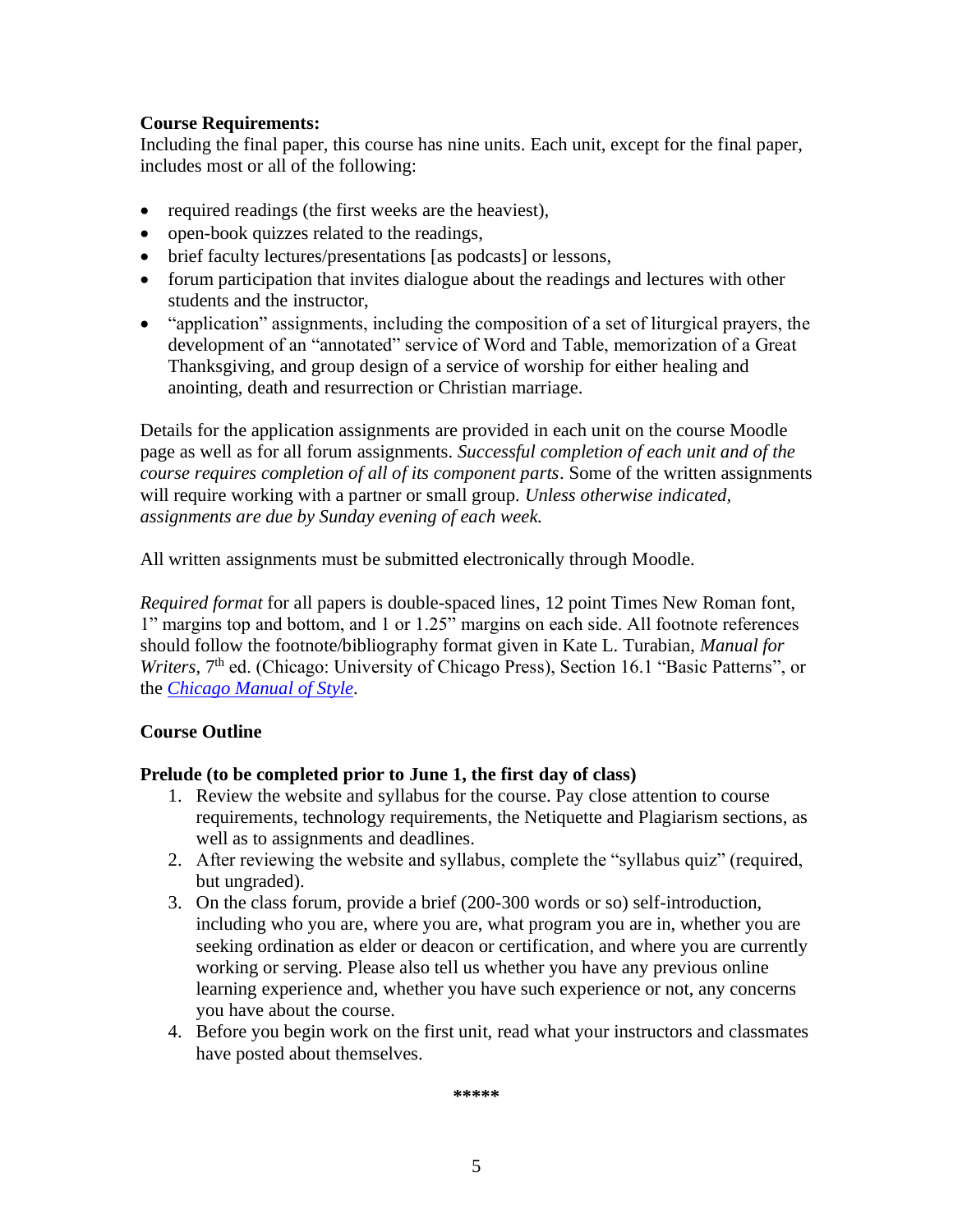**Course Requirements:**

Including the final paper, this course has nine units. Each unit, except for the final paper, includes most or all of the following:

- required readings (the first weeks are the heaviest),
- open-book quizzes related to the readings,
- brief faculty lectures/presentations [as podcasts] or lessons,
- forum participation that invites dialogue about the readings and lectures with other students and the instructor,
- "application" assignments, including the composition of a set of liturgical prayers, the development of an "annotated" service of Word and Table, memorization of a Great Thanksgiving, and group design of a service of worship for either healing and anointing, death and resurrection or Christian marriage.

Details for the application assignments are provided in each unit on the course Moodle page as well as for all forum assignments. *Successful completion of each unit and of the course requires completion of all of its component parts*. Some of the written assignments will require working with a partner or small group. *Unless otherwise indicated, assignments are due by Sunday evening of each week.*

All written assignments must be submitted electronically through Moodle.

*Required format* for all papers is double-spaced lines, 12 point Times New Roman font, 1" margins top and bottom, and 1 or 1.25" margins on each side. All footnote references should follow the footnote/bibliography format given in Kate L. Turabian, *Manual for Writers,* 7th ed. (Chicago: University of Chicago Press), Section 16.1 "Basic Patterns", or the *Chicago Manual of Style*.

**Course Outline**

**Prelude (to be completed prior to June 1, the first day of class)**

1. Review the website and syllabus for the course. Pay close attention to course requirements, technology requirements, the Netiquette and Plagiarism sections, as well as to assignments and deadlines.
2. After reviewing the website and syllabus, complete the "syllabus quiz" (required, but ungraded).
3. On the class forum, provide a brief (200-300 words or so) self-introduction, including who you are, where you are, what program you are in, whether you are seeking ordination as elder or deacon or certification, and where you are currently working or serving. Please also tell us whether you have any previous online learning experience and, whether you have such experience or not, any concerns you have about the course.
4. Before you begin work on the first unit, read what your instructors and classmates have posted about themselves.

\*\*\*\*\*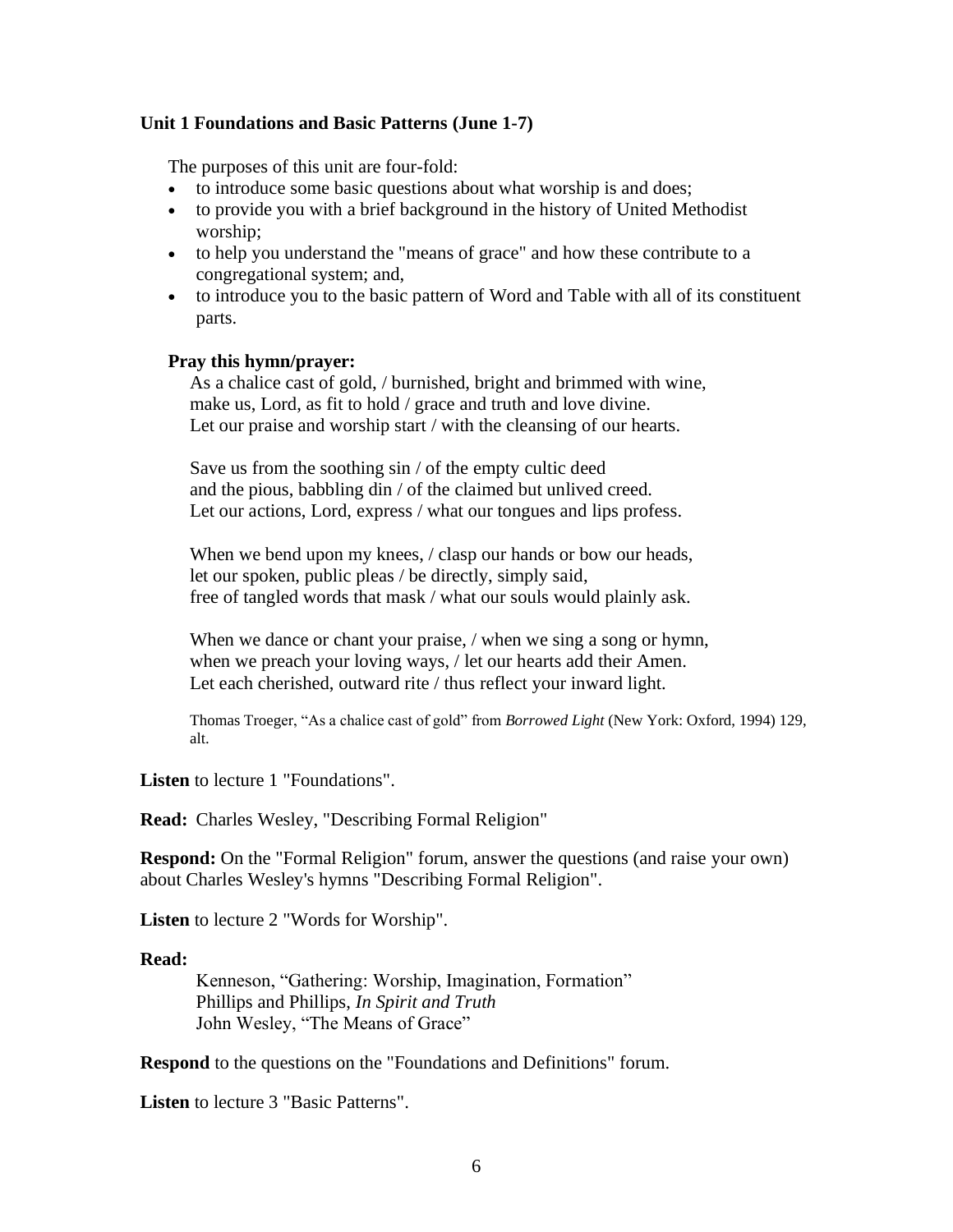**Unit 1 Foundations and Basic Patterns (June 1-7)**

The purposes of this unit are four-fold:

- to introduce some basic questions about what worship is and does;
- to provide you with a brief background in the history of United Methodist worship;
- to help you understand the "means of grace" and how these contribute to a congregational system; and,
- to introduce you to the basic pattern of Word and Table with all of its constituent parts.

**Pray this hymn/prayer:**

As a chalice cast of gold, / burnished, bright and brimmed with wine,
make us, Lord, as fit to hold / grace and truth and love divine.
Let our praise and worship start / with the cleansing of our hearts.

Save us from the soothing sin / of the empty cultic deed
and the pious, babbling din / of the claimed but unlived creed.
Let our actions, Lord, express / what our tongues and lips profess.

When we bend upon my knees, / clasp our hands or bow our heads,
let our spoken, public pleas / be directly, simply said,
free of tangled words that mask / what our souls would plainly ask.

When we dance or chant your praise, / when we sing a song or hymn,
when we preach your loving ways, / let our hearts add their Amen.
Let each cherished, outward rite / thus reflect your inward light.

Thomas Troeger, "As a chalice cast of gold" from *Borrowed Light* (New York: Oxford, 1994) 129, alt.

**Listen** to lecture 1 "Foundations".

**Read:** Charles Wesley, "Describing Formal Religion"

**Respond:** On the "Formal Religion" forum, answer the questions (and raise your own) about Charles Wesley's hymns "Describing Formal Religion".

**Listen** to lecture 2 "Words for Worship".

**Read:**

Kenneson, "Gathering: Worship, Imagination, Formation"
Phillips and Phillips, *In Spirit and Truth*
John Wesley, "The Means of Grace"

**Respond** to the questions on the "Foundations and Definitions" forum.

**Listen** to lecture 3 "Basic Patterns".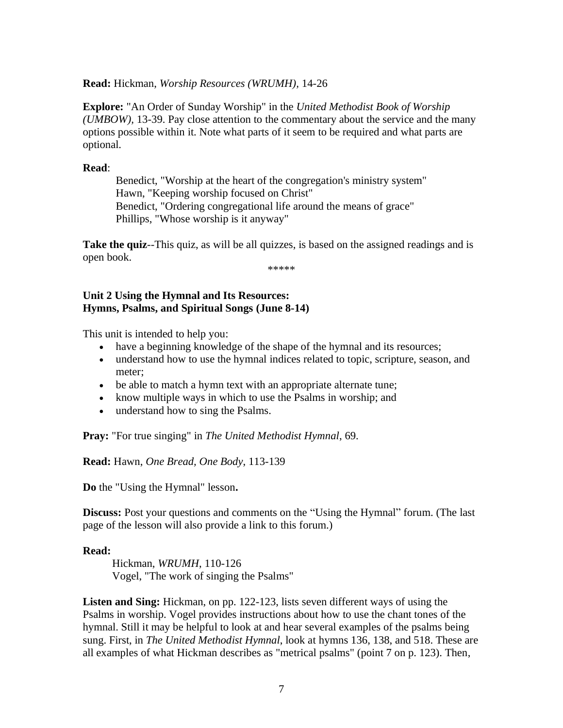**Read:** Hickman, *Worship Resources (WRUMH),* 14-26

**Explore:** "An Order of Sunday Worship" in the *United Methodist Book of Worship (UMBOW),* 13-39. Pay close attention to the commentary about the service and the many options possible within it. Note what parts of it seem to be required and what parts are optional.

**Read**:

Benedict, "Worship at the heart of the congregation's ministry system"
Hawn, "Keeping worship focused on Christ"
Benedict, "Ordering congregational life around the means of grace"
Phillips, "Whose worship is it anyway"

**Take the quiz**--This quiz, as will be all quizzes, is based on the assigned readings and is open book.

*****

### Unit 2 Using the Hymnal and Its Resources: Hymns, Psalms, and Spiritual Songs (June 8-14)

This unit is intended to help you:

- have a beginning knowledge of the shape of the hymnal and its resources;
- understand how to use the hymnal indices related to topic, scripture, season, and meter;
- be able to match a hymn text with an appropriate alternate tune;
- know multiple ways in which to use the Psalms in worship; and
- understand how to sing the Psalms.

**Pray:** "For true singing" in *The United Methodist Hymnal*, 69.

**Read:** Hawn, *One Bread, One Body*, 113-139

**Do** the "Using the Hymnal" lesson**.**

**Discuss:** Post your questions and comments on the "Using the Hymnal" forum. (The last page of the lesson will also provide a link to this forum.)

**Read:**

Hickman, *WRUMH*, 110-126
Vogel, "The work of singing the Psalms"

**Listen and Sing:** Hickman, on pp. 122-123, lists seven different ways of using the Psalms in worship. Vogel provides instructions about how to use the chant tones of the hymnal. Still it may be helpful to look at and hear several examples of the psalms being sung. First, in *The United Methodist Hymnal*, look at hymns 136, 138, and 518. These are all examples of what Hickman describes as "metrical psalms" (point 7 on p. 123). Then,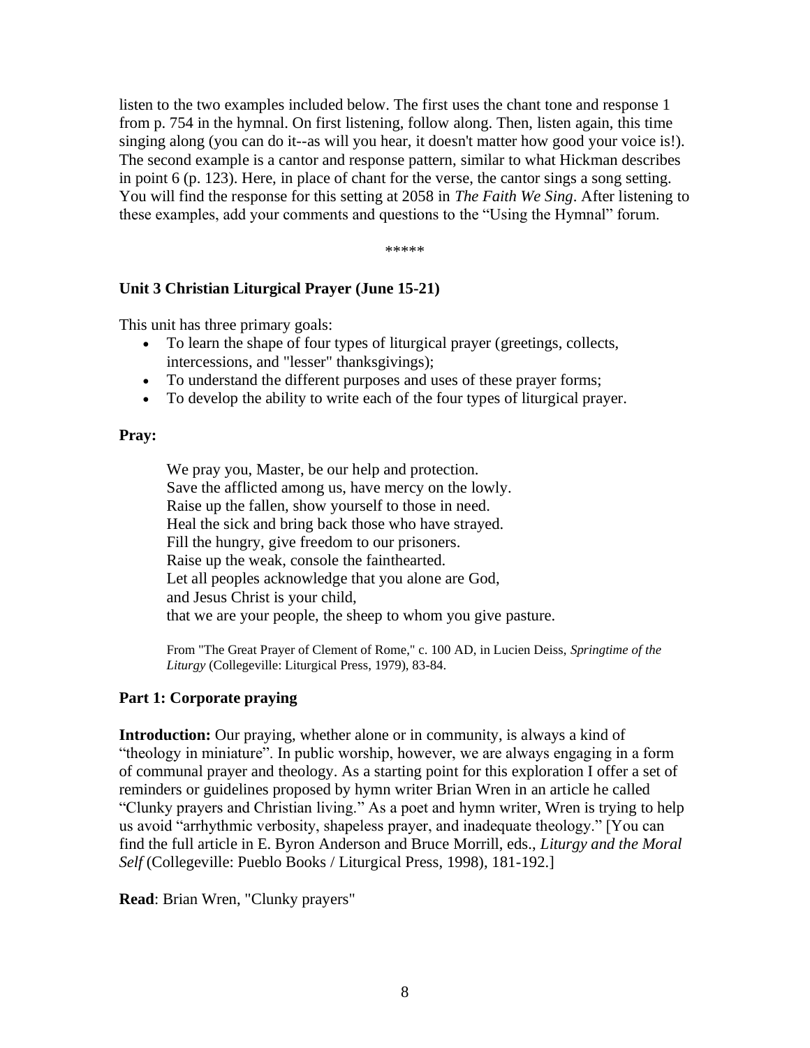listen to the two examples included below. The first uses the chant tone and response 1 from p. 754 in the hymnal. On first listening, follow along. Then, listen again, this time singing along (you can do it--as will you hear, it doesn't matter how good your voice is!). The second example is a cantor and response pattern, similar to what Hickman describes in point 6 (p. 123). Here, in place of chant for the verse, the cantor sings a song setting. You will find the response for this setting at 2058 in *The Faith We Sing*. After listening to these examples, add your comments and questions to the "Using the Hymnal" forum.

\*\*\*\*\*

## Unit 3 Christian Liturgical Prayer (June 15-21)

This unit has three primary goals:

- To learn the shape of four types of liturgical prayer (greetings, collects, intercessions, and "lesser" thanksgivings);
- To understand the different purposes and uses of these prayer forms;
- To develop the ability to write each of the four types of liturgical prayer.

**Pray:**

> We pray you, Master, be our help and protection.
> Save the afflicted among us, have mercy on the lowly.
> Raise up the fallen, show yourself to those in need.
> Heal the sick and bring back those who have strayed.
> Fill the hungry, give freedom to our prisoners.
> Raise up the weak, console the fainthearted.
> Let all peoples acknowledge that you alone are God,
> and Jesus Christ is your child,
> that we are your people, the sheep to whom you give pasture.
>
> From "The Great Prayer of Clement of Rome," c. 100 AD, in Lucien Deiss, *Springtime of the Liturgy* (Collegeville: Liturgical Press, 1979), 83-84.

### Part 1: Corporate praying

**Introduction:** Our praying, whether alone or in community, is always a kind of "theology in miniature". In public worship, however, we are always engaging in a form of communal prayer and theology. As a starting point for this exploration I offer a set of reminders or guidelines proposed by hymn writer Brian Wren in an article he called "Clunky prayers and Christian living." As a poet and hymn writer, Wren is trying to help us avoid "arrhythmic verbosity, shapeless prayer, and inadequate theology." [You can find the full article in E. Byron Anderson and Bruce Morrill, eds., *Liturgy and the Moral Self* (Collegeville: Pueblo Books / Liturgical Press, 1998), 181-192.]

**Read**: Brian Wren, "Clunky prayers"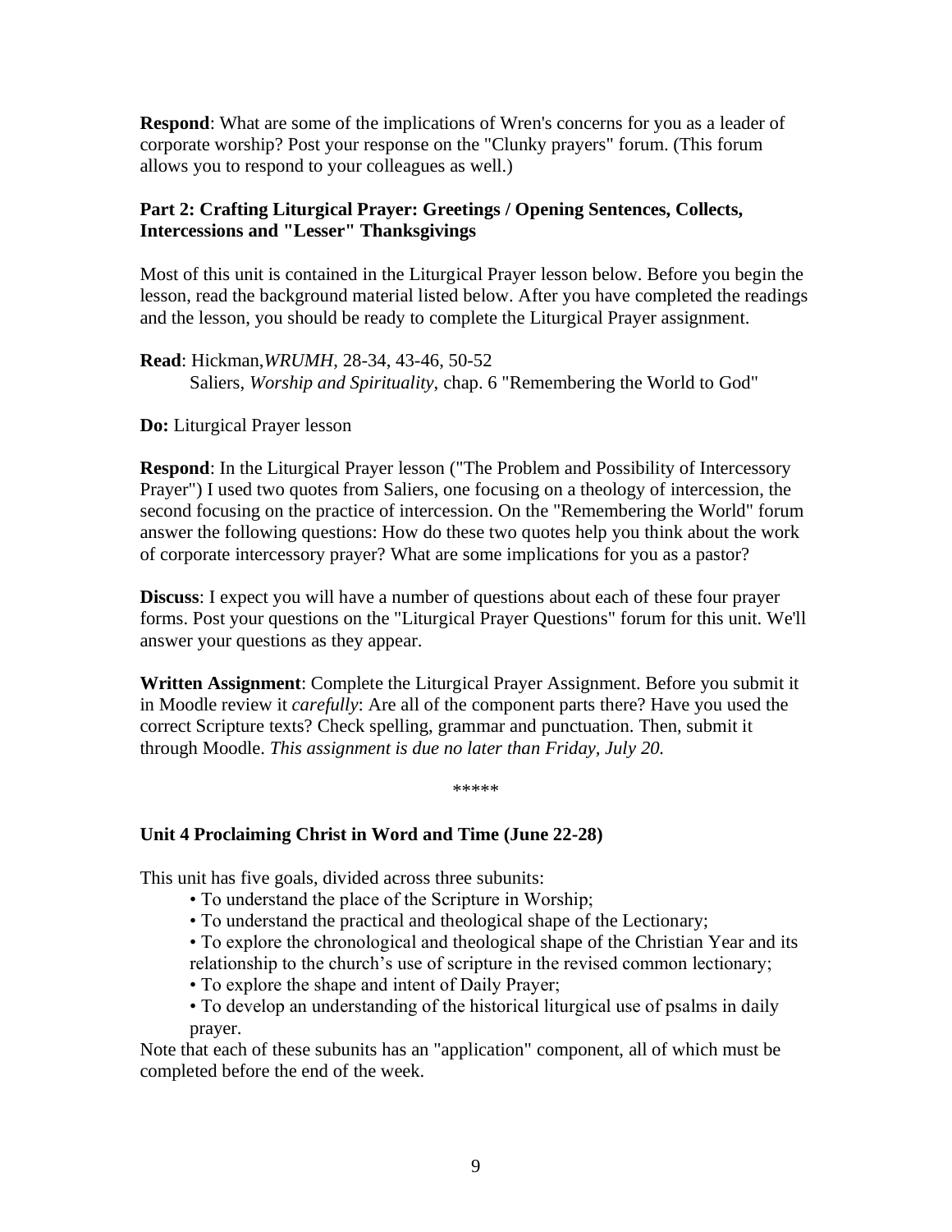**Respond**: What are some of the implications of Wren's concerns for you as a leader of corporate worship? Post your response on the "Clunky prayers" forum. (This forum allows you to respond to your colleagues as well.)

### Part 2: Crafting Liturgical Prayer: Greetings / Opening Sentences, Collects, Intercessions and "Lesser" Thanksgivings

Most of this unit is contained in the Liturgical Prayer lesson below. Before you begin the lesson, read the background material listed below. After you have completed the readings and the lesson, you should be ready to complete the Liturgical Prayer assignment.

**Read**: Hickman, *WRUMH*, 28-34, 43-46, 50-52
Saliers, *Worship and Spirituality*, chap. 6 "Remembering the World to God"

**Do:** Liturgical Prayer lesson

**Respond**: In the Liturgical Prayer lesson ("The Problem and Possibility of Intercessory Prayer") I used two quotes from Saliers, one focusing on a theology of intercession, the second focusing on the practice of intercession. On the "Remembering the World" forum answer the following questions: How do these two quotes help you think about the work of corporate intercessory prayer? What are some implications for you as a pastor?

**Discuss**: I expect you will have a number of questions about each of these four prayer forms. Post your questions on the "Liturgical Prayer Questions" forum for this unit. We'll answer your questions as they appear.

**Written Assignment**: Complete the Liturgical Prayer Assignment. Before you submit it in Moodle review it *carefully*: Are all of the component parts there? Have you used the correct Scripture texts? Check spelling, grammar and punctuation. Then, submit it through Moodle. *This assignment is due no later than Friday, July 20.*

*****

### Unit 4 Proclaiming Christ in Word and Time (June 22-28)

This unit has five goals, divided across three subunits:

- To understand the place of the Scripture in Worship;
- To understand the practical and theological shape of the Lectionary;
- To explore the chronological and theological shape of the Christian Year and its relationship to the church's use of scripture in the revised common lectionary;
- To explore the shape and intent of Daily Prayer;
- To develop an understanding of the historical liturgical use of psalms in daily prayer.

Note that each of these subunits has an "application" component, all of which must be completed before the end of the week.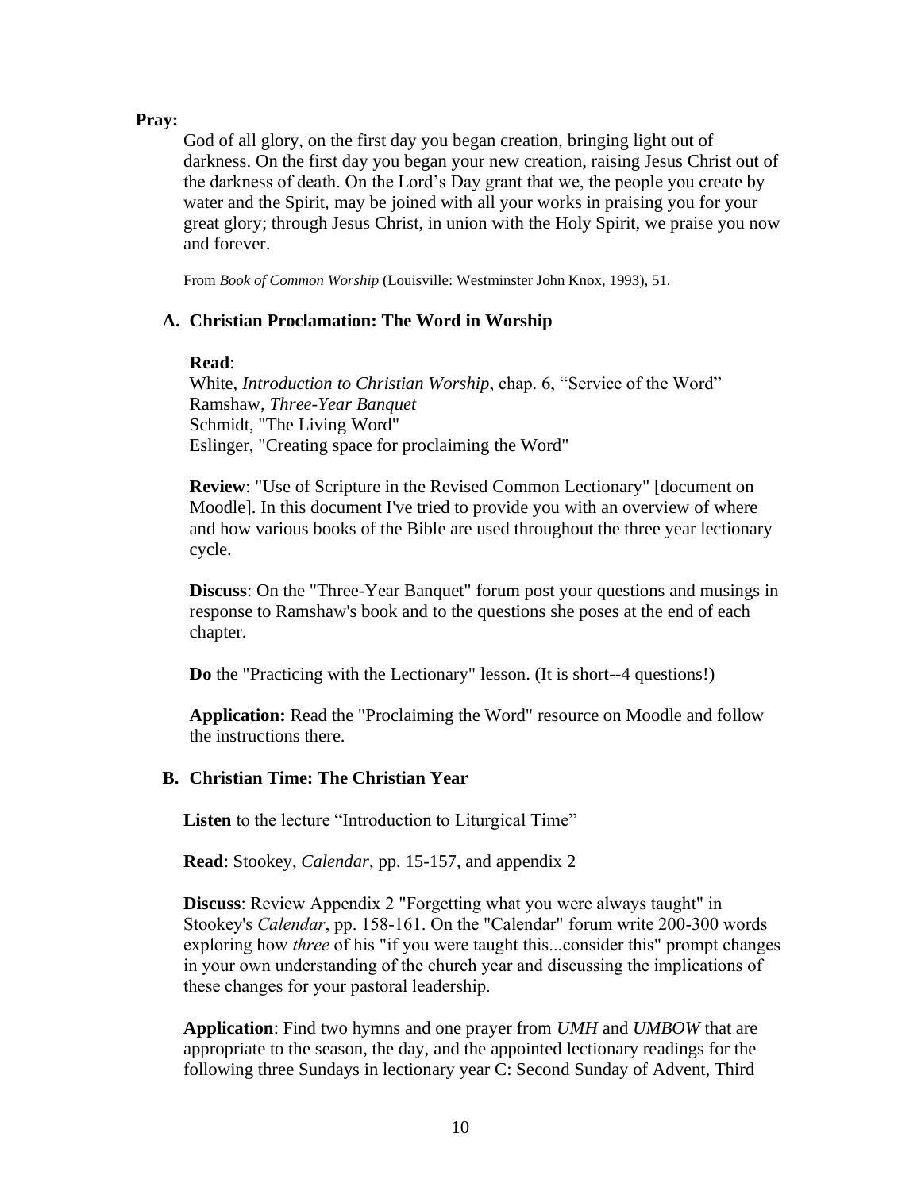**Pray:**

God of all glory, on the first day you began creation, bringing light out of darkness. On the first day you began your new creation, raising Jesus Christ out of the darkness of death. On the Lord's Day grant that we, the people you create by water and the Spirit, may be joined with all your works in praising you for your great glory; through Jesus Christ, in union with the Holy Spirit, we praise you now and forever.

From *Book of Common Worship* (Louisville: Westminster John Knox, 1993), 51.

### A. Christian Proclamation: The Word in Worship

**Read**:
White, *Introduction to Christian Worship*, chap. 6, "Service of the Word"
Ramshaw, *Three-Year Banquet*
Schmidt, "The Living Word"
Eslinger, "Creating space for proclaiming the Word"

**Review**: "Use of Scripture in the Revised Common Lectionary" [document on Moodle]. In this document I've tried to provide you with an overview of where and how various books of the Bible are used throughout the three year lectionary cycle.

**Discuss**: On the "Three-Year Banquet" forum post your questions and musings in response to Ramshaw's book and to the questions she poses at the end of each chapter.

**Do** the "Practicing with the Lectionary" lesson. (It is short--4 questions!)

**Application:** Read the "Proclaiming the Word" resource on Moodle and follow the instructions there.

### B. Christian Time: The Christian Year

**Listen** to the lecture "Introduction to Liturgical Time"

**Read**: Stookey, *Calendar*, pp. 15-157, and appendix 2

**Discuss**: Review Appendix 2 "Forgetting what you were always taught" in Stookey's *Calendar*, pp. 158-161. On the "Calendar" forum write 200-300 words exploring how *three* of his "if you were taught this...consider this" prompt changes in your own understanding of the church year and discussing the implications of these changes for your pastoral leadership.

**Application**: Find two hymns and one prayer from *UMH* and *UMBOW* that are appropriate to the season, the day, and the appointed lectionary readings for the following three Sundays in lectionary year C: Second Sunday of Advent, Third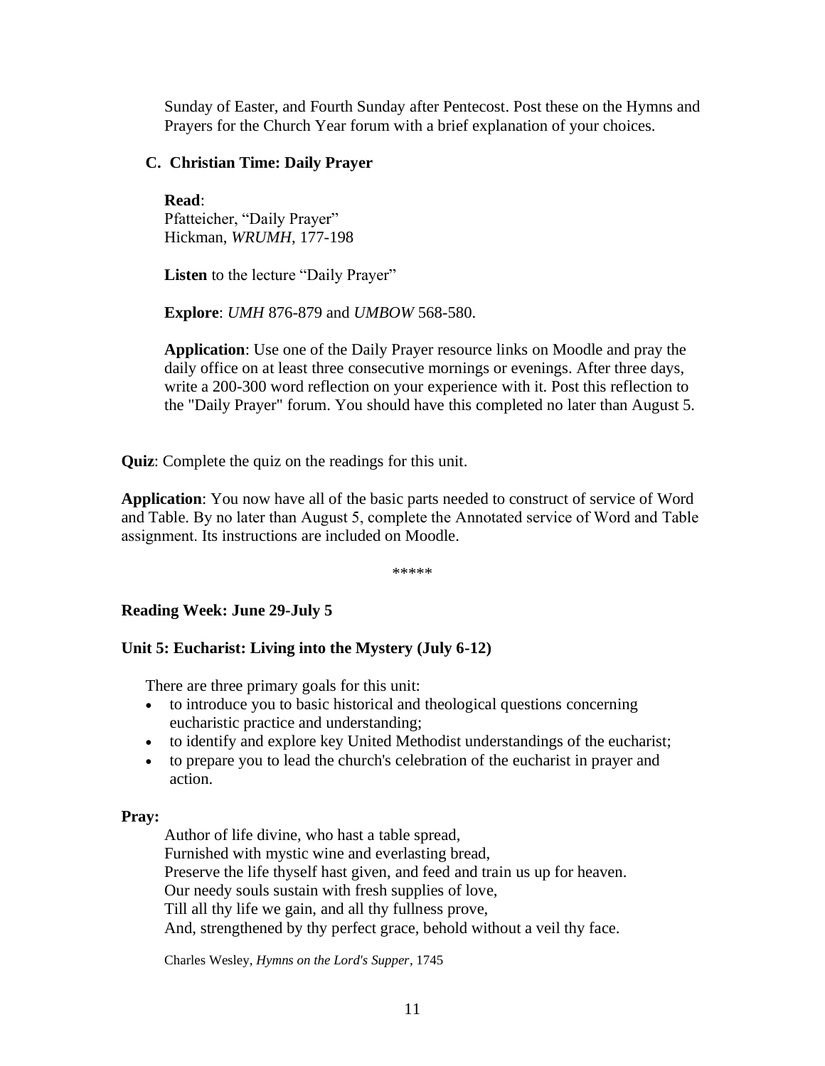Sunday of Easter, and Fourth Sunday after Pentecost. Post these on the Hymns and Prayers for the Church Year forum with a brief explanation of your choices.

### C. Christian Time: Daily Prayer

**Read**:
Pfatteicher, "Daily Prayer"
Hickman, *WRUMH*, 177-198

**Listen** to the lecture "Daily Prayer"

**Explore**: *UMH* 876-879 and *UMBOW* 568-580.

**Application**: Use one of the Daily Prayer resource links on Moodle and pray the daily office on at least three consecutive mornings or evenings. After three days, write a 200-300 word reflection on your experience with it. Post this reflection to the "Daily Prayer" forum. You should have this completed no later than August 5.

**Quiz**: Complete the quiz on the readings for this unit.

**Application**: You now have all of the basic parts needed to construct of service of Word and Table. By no later than August 5, complete the Annotated service of Word and Table assignment. Its instructions are included on Moodle.

*****

### Reading Week: June 29-July 5

### Unit 5: Eucharist: Living into the Mystery (July 6-12)

There are three primary goals for this unit:

- to introduce you to basic historical and theological questions concerning eucharistic practice and understanding;
- to identify and explore key United Methodist understandings of the eucharist;
- to prepare you to lead the church's celebration of the eucharist in prayer and action.

**Pray:**

Author of life divine, who hast a table spread,
Furnished with mystic wine and everlasting bread,
Preserve the life thyself hast given, and feed and train us up for heaven.
Our needy souls sustain with fresh supplies of love,
Till all thy life we gain, and all thy fullness prove,
And, strengthened by thy perfect grace, behold without a veil thy face.

Charles Wesley, *Hymns on the Lord's Supper*, 1745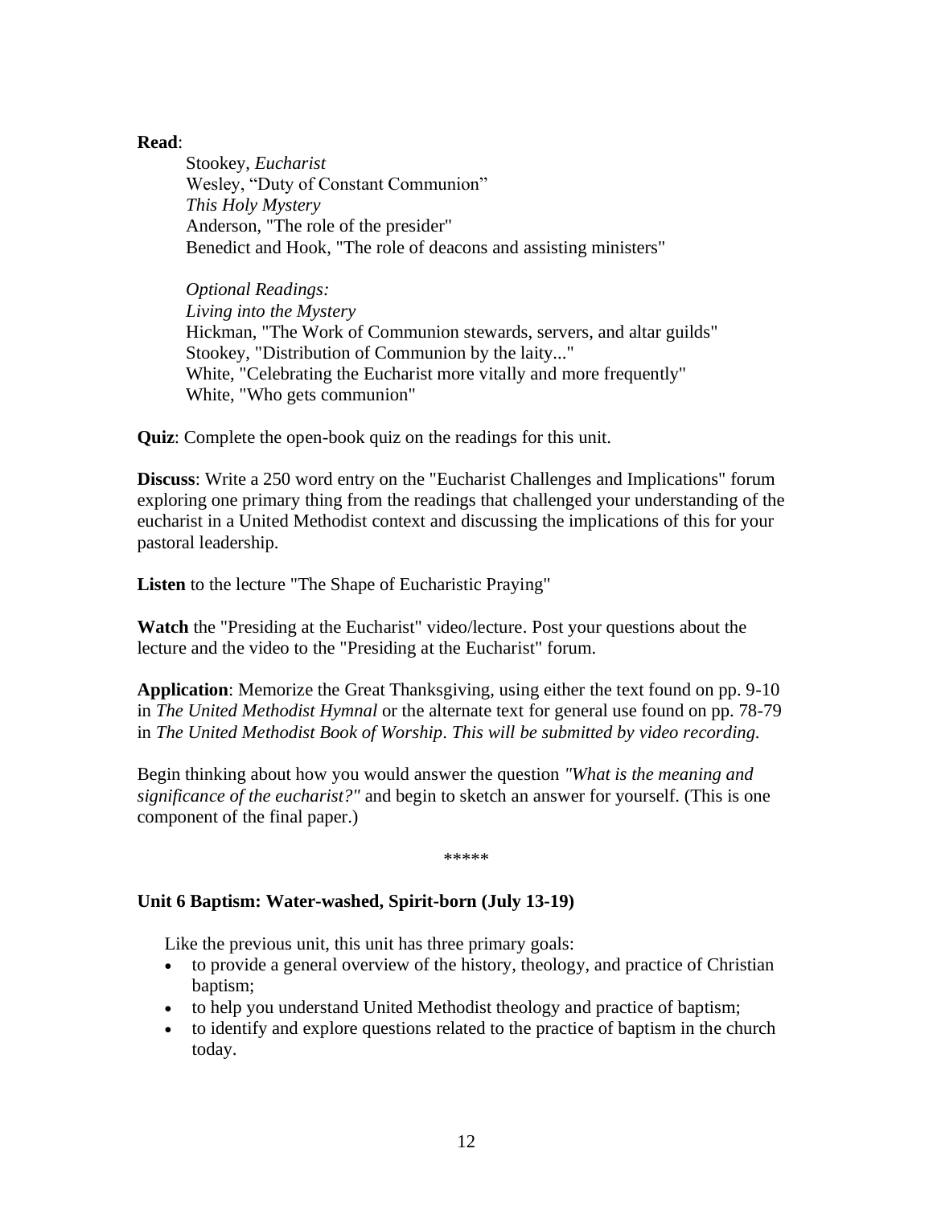**Read**:

Stookey, *Eucharist*
Wesley, "Duty of Constant Communion"
*This Holy Mystery*
Anderson, "The role of the presider"
Benedict and Hook, "The role of deacons and assisting ministers"

*Optional Readings:*
*Living into the Mystery*
Hickman, "The Work of Communion stewards, servers, and altar guilds"
Stookey, "Distribution of Communion by the laity..."
White, "Celebrating the Eucharist more vitally and more frequently"
White, "Who gets communion"

**Quiz**: Complete the open-book quiz on the readings for this unit.

**Discuss**: Write a 250 word entry on the "Eucharist Challenges and Implications" forum exploring one primary thing from the readings that challenged your understanding of the eucharist in a United Methodist context and discussing the implications of this for your pastoral leadership.

**Listen** to the lecture "The Shape of Eucharistic Praying"

**Watch** the "Presiding at the Eucharist" video/lecture. Post your questions about the lecture and the video to the "Presiding at the Eucharist" forum.

**Application**: Memorize the Great Thanksgiving, using either the text found on pp. 9-10 in *The United Methodist Hymnal* or the alternate text for general use found on pp. 78-79 in *The United Methodist Book of Worship*. *This will be submitted by video recording.*

Begin thinking about how you would answer the question *"What is the meaning and significance of the eucharist?"* and begin to sketch an answer for yourself. (This is one component of the final paper.)

*****

**Unit 6 Baptism: Water-washed, Spirit-born (July 13-19)**

Like the previous unit, this unit has three primary goals:

- to provide a general overview of the history, theology, and practice of Christian baptism;
- to help you understand United Methodist theology and practice of baptism;
- to identify and explore questions related to the practice of baptism in the church today.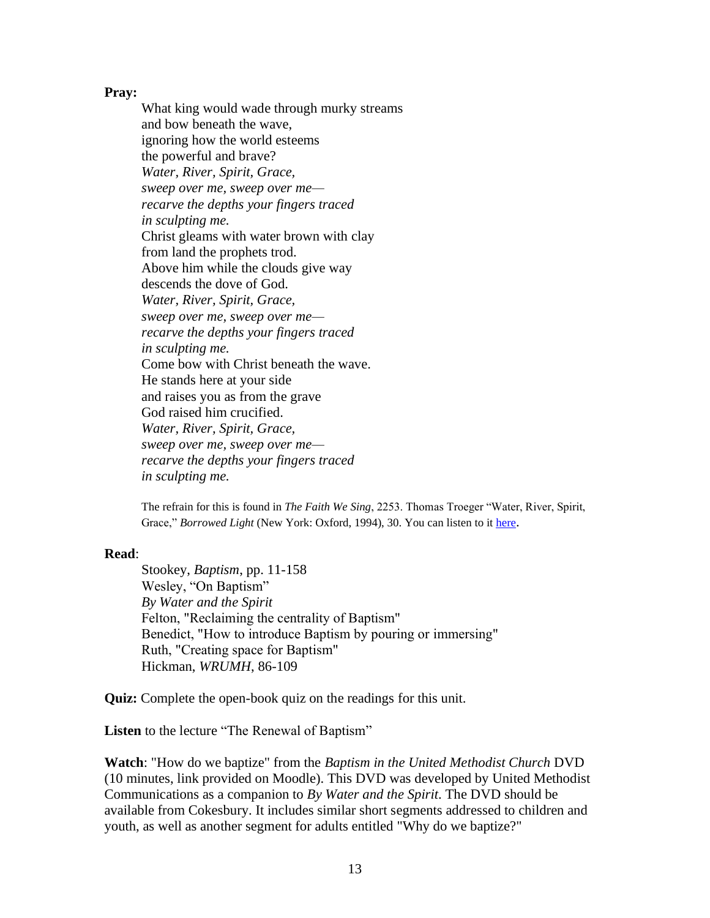**Pray:**

What king would wade through murky streams  
and bow beneath the wave,  
ignoring how the world esteems  
the powerful and brave?  
*Water, River, Spirit, Grace,*  
*sweep over me, sweep over me—*  
*recarve the depths your fingers traced*  
*in sculpting me.*  
Christ gleams with water brown with clay  
from land the prophets trod.  
Above him while the clouds give way  
descends the dove of God.  
*Water, River, Spirit, Grace,*  
*sweep over me, sweep over me—*  
*recarve the depths your fingers traced*  
*in sculpting me.*  
Come bow with Christ beneath the wave.  
He stands here at your side  
and raises you as from the grave  
God raised him crucified.  
*Water, River, Spirit, Grace,*  
*sweep over me, sweep over me—*  
*recarve the depths your fingers traced*  
*in sculpting me.*

The refrain for this is found in *The Faith We Sing*, 2253. Thomas Troeger "Water, River, Spirit, Grace," *Borrowed Light* (New York: Oxford, 1994), 30. You can listen to it here.

**Read**:

Stookey, *Baptism*, pp. 11-158  
Wesley, "On Baptism"  
*By Water and the Spirit*  
Felton, "Reclaiming the centrality of Baptism"  
Benedict, "How to introduce Baptism by pouring or immersing"  
Ruth, "Creating space for Baptism"  
Hickman, *WRUMH*, 86-109

**Quiz:** Complete the open-book quiz on the readings for this unit.

**Listen** to the lecture "The Renewal of Baptism"

**Watch**: "How do we baptize" from the *Baptism in the United Methodist Church* DVD (10 minutes, link provided on Moodle). This DVD was developed by United Methodist Communications as a companion to *By Water and the Spirit*. The DVD should be available from Cokesbury. It includes similar short segments addressed to children and youth, as well as another segment for adults entitled "Why do we baptize?"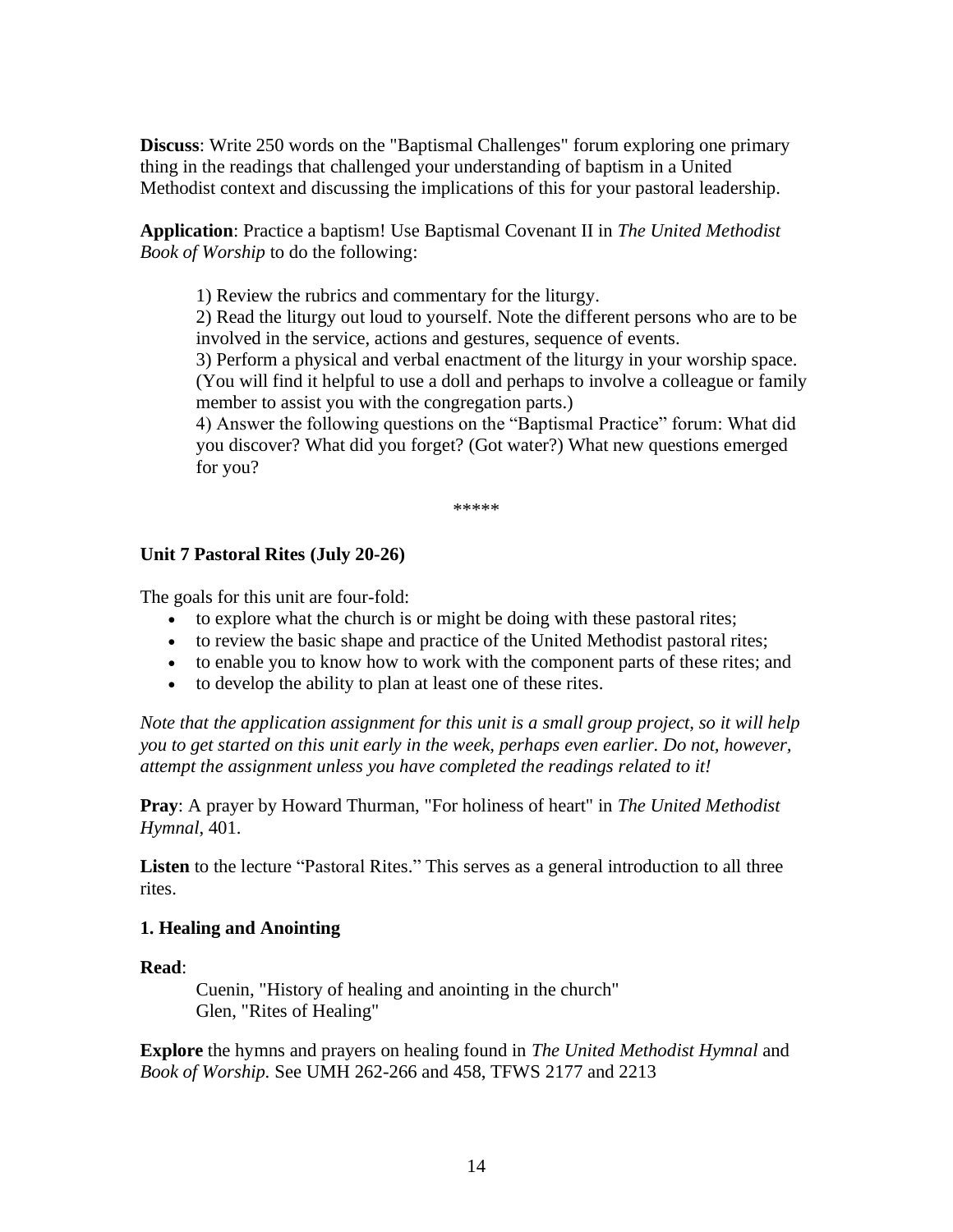**Discuss**: Write 250 words on the "Baptismal Challenges" forum exploring one primary thing in the readings that challenged your understanding of baptism in a United Methodist context and discussing the implications of this for your pastoral leadership.

**Application**: Practice a baptism! Use Baptismal Covenant II in *The United Methodist Book of Worship* to do the following:

> 1) Review the rubrics and commentary for the liturgy.
> 2) Read the liturgy out loud to yourself. Note the different persons who are to be involved in the service, actions and gestures, sequence of events.
> 3) Perform a physical and verbal enactment of the liturgy in your worship space. (You will find it helpful to use a doll and perhaps to involve a colleague or family member to assist you with the congregation parts.)
> 4) Answer the following questions on the "Baptismal Practice" forum: What did you discover? What did you forget? (Got water?) What new questions emerged for you?

*****

### Unit 7 Pastoral Rites (July 20-26)

The goals for this unit are four-fold:

- to explore what the church is or might be doing with these pastoral rites;
- to review the basic shape and practice of the United Methodist pastoral rites;
- to enable you to know how to work with the component parts of these rites; and
- to develop the ability to plan at least one of these rites.

*Note that the application assignment for this unit is a small group project, so it will help you to get started on this unit early in the week, perhaps even earlier. Do not, however, attempt the assignment unless you have completed the readings related to it!*

**Pray**: A prayer by Howard Thurman, "For holiness of heart" in *The United Methodist Hymnal*, 401.

**Listen** to the lecture "Pastoral Rites." This serves as a general introduction to all three rites.

#### 1. Healing and Anointing

**Read**:

> Cuenin, "History of healing and anointing in the church"
> Glen, "Rites of Healing"

**Explore** the hymns and prayers on healing found in *The United Methodist Hymnal* and *Book of Worship.* See UMH 262-266 and 458, TFWS 2177 and 2213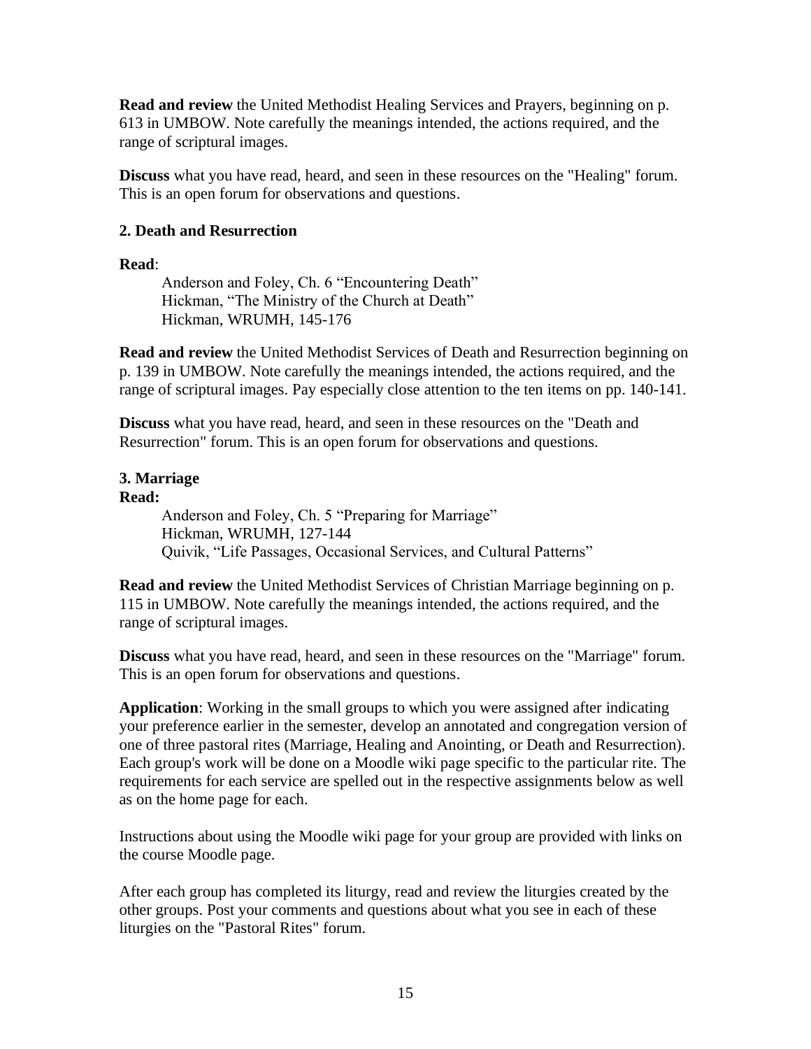**Read and review** the United Methodist Healing Services and Prayers, beginning on p. 613 in UMBOW. Note carefully the meanings intended, the actions required, and the range of scriptural images.

**Discuss** what you have read, heard, and seen in these resources on the "Healing" forum. This is an open forum for observations and questions.

### 2. Death and Resurrection

**Read**:

Anderson and Foley, Ch. 6 "Encountering Death"
Hickman, "The Ministry of the Church at Death"
Hickman, WRUMH, 145-176

**Read and review** the United Methodist Services of Death and Resurrection beginning on p. 139 in UMBOW. Note carefully the meanings intended, the actions required, and the range of scriptural images. Pay especially close attention to the ten items on pp. 140-141.

**Discuss** what you have read, heard, and seen in these resources on the "Death and Resurrection" forum. This is an open forum for observations and questions.

### 3. Marriage

**Read:**

Anderson and Foley, Ch. 5 "Preparing for Marriage"
Hickman, WRUMH, 127-144
Quivik, "Life Passages, Occasional Services, and Cultural Patterns"

**Read and review** the United Methodist Services of Christian Marriage beginning on p. 115 in UMBOW. Note carefully the meanings intended, the actions required, and the range of scriptural images.

**Discuss** what you have read, heard, and seen in these resources on the "Marriage" forum. This is an open forum for observations and questions.

**Application**: Working in the small groups to which you were assigned after indicating your preference earlier in the semester, develop an annotated and congregation version of one of three pastoral rites (Marriage, Healing and Anointing, or Death and Resurrection). Each group's work will be done on a Moodle wiki page specific to the particular rite. The requirements for each service are spelled out in the respective assignments below as well as on the home page for each.

Instructions about using the Moodle wiki page for your group are provided with links on the course Moodle page.

After each group has completed its liturgy, read and review the liturgies created by the other groups. Post your comments and questions about what you see in each of these liturgies on the "Pastoral Rites" forum.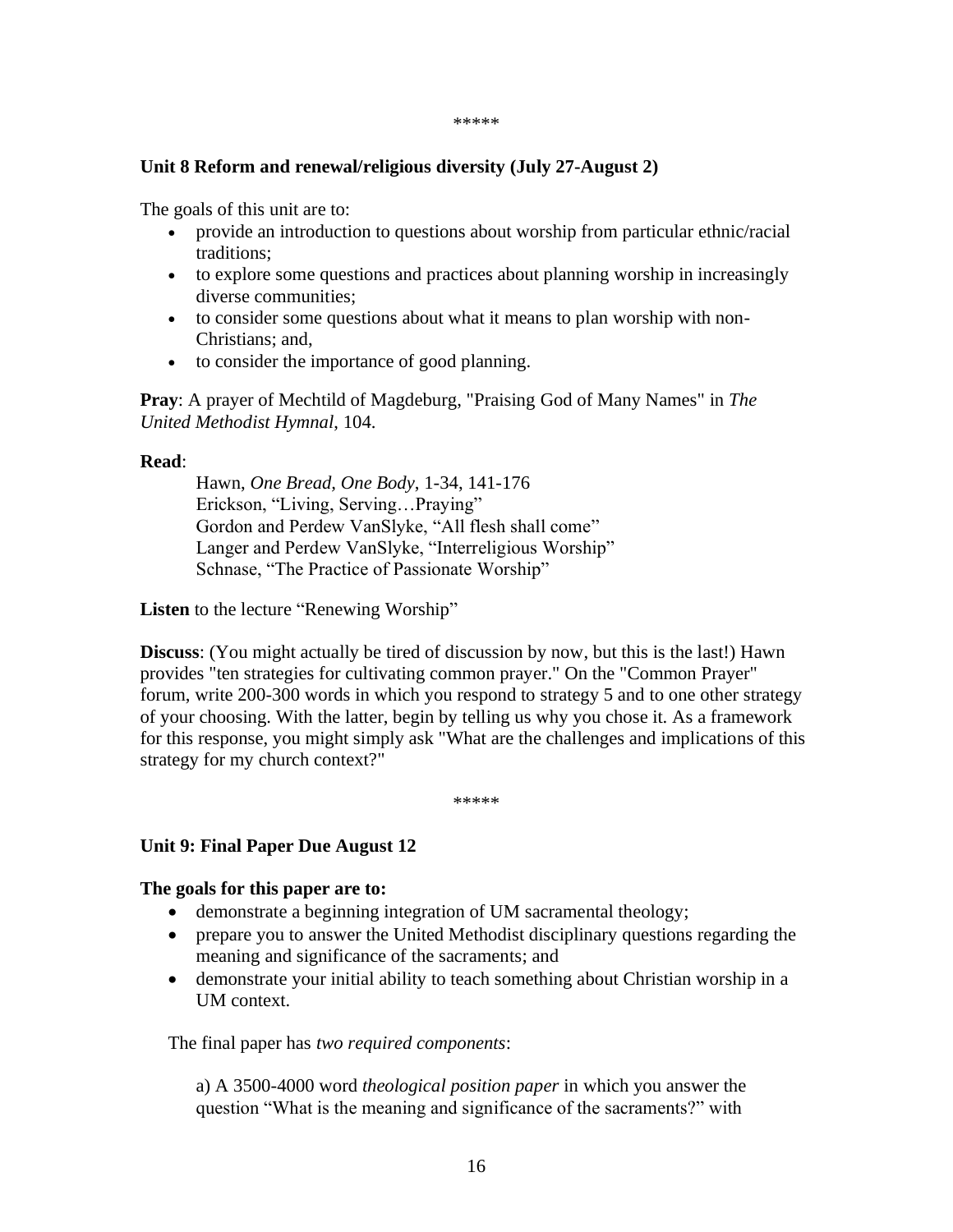\*\*\*\*\*

**Unit 8 Reform and renewal/religious diversity (July 27-August 2)**

The goals of this unit are to:

- provide an introduction to questions about worship from particular ethnic/racial traditions;
- to explore some questions and practices about planning worship in increasingly diverse communities;
- to consider some questions about what it means to plan worship with non-Christians; and,
- to consider the importance of good planning.

**Pray**: A prayer of Mechtild of Magdeburg, "Praising God of Many Names" in *The United Methodist Hymnal*, 104.

**Read**:

> Hawn, *One Bread, One Body*, 1-34, 141-176
> Erickson, "Living, Serving…Praying"
> Gordon and Perdew VanSlyke, "All flesh shall come"
> Langer and Perdew VanSlyke, "Interreligious Worship"
> Schnase, "The Practice of Passionate Worship"

**Listen** to the lecture "Renewing Worship"

**Discuss**: (You might actually be tired of discussion by now, but this is the last!) Hawn provides "ten strategies for cultivating common prayer." On the "Common Prayer" forum, write 200-300 words in which you respond to strategy 5 and to one other strategy of your choosing. With the latter, begin by telling us why you chose it. As a framework for this response, you might simply ask "What are the challenges and implications of this strategy for my church context?"

\*\*\*\*\*

**Unit 9: Final Paper Due August 12**

**The goals for this paper are to:**

- demonstrate a beginning integration of UM sacramental theology;
- prepare you to answer the United Methodist disciplinary questions regarding the meaning and significance of the sacraments; and
- demonstrate your initial ability to teach something about Christian worship in a UM context.

The final paper has *two required components*:

a) A 3500-4000 word *theological position paper* in which you answer the question "What is the meaning and significance of the sacraments?" with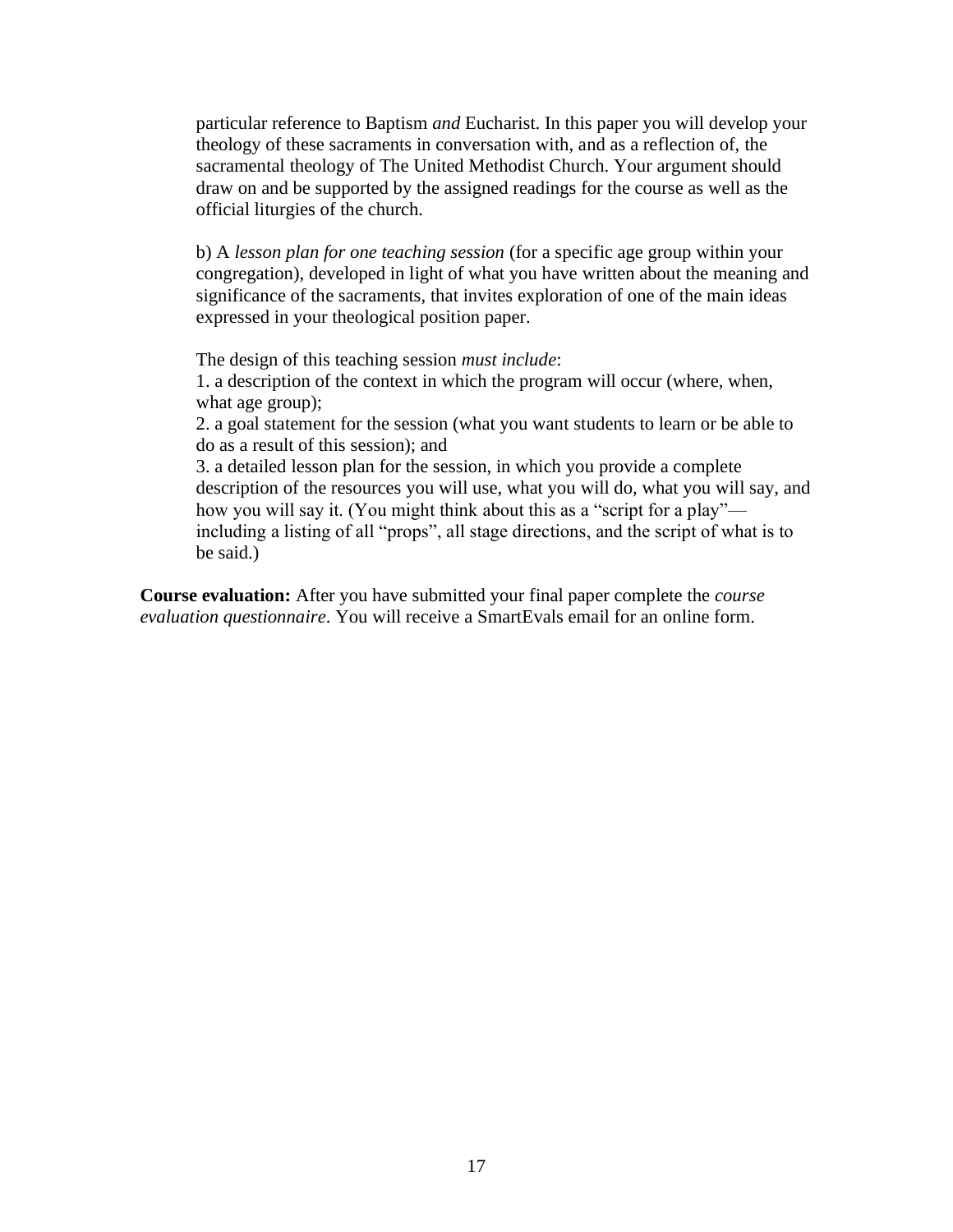particular reference to Baptism *and* Eucharist. In this paper you will develop your theology of these sacraments in conversation with, and as a reflection of, the sacramental theology of The United Methodist Church. Your argument should draw on and be supported by the assigned readings for the course as well as the official liturgies of the church.

b) A *lesson plan for one teaching session* (for a specific age group within your congregation), developed in light of what you have written about the meaning and significance of the sacraments, that invites exploration of one of the main ideas expressed in your theological position paper.

The design of this teaching session *must include*:
1. a description of the context in which the program will occur (where, when, what age group);
2. a goal statement for the session (what you want students to learn or be able to do as a result of this session); and
3. a detailed lesson plan for the session, in which you provide a complete description of the resources you will use, what you will do, what you will say, and how you will say it. (You might think about this as a "script for a play"—including a listing of all "props", all stage directions, and the script of what is to be said.)

**Course evaluation:** After you have submitted your final paper complete the *course evaluation questionnaire*. You will receive a SmartEvals email for an online form.